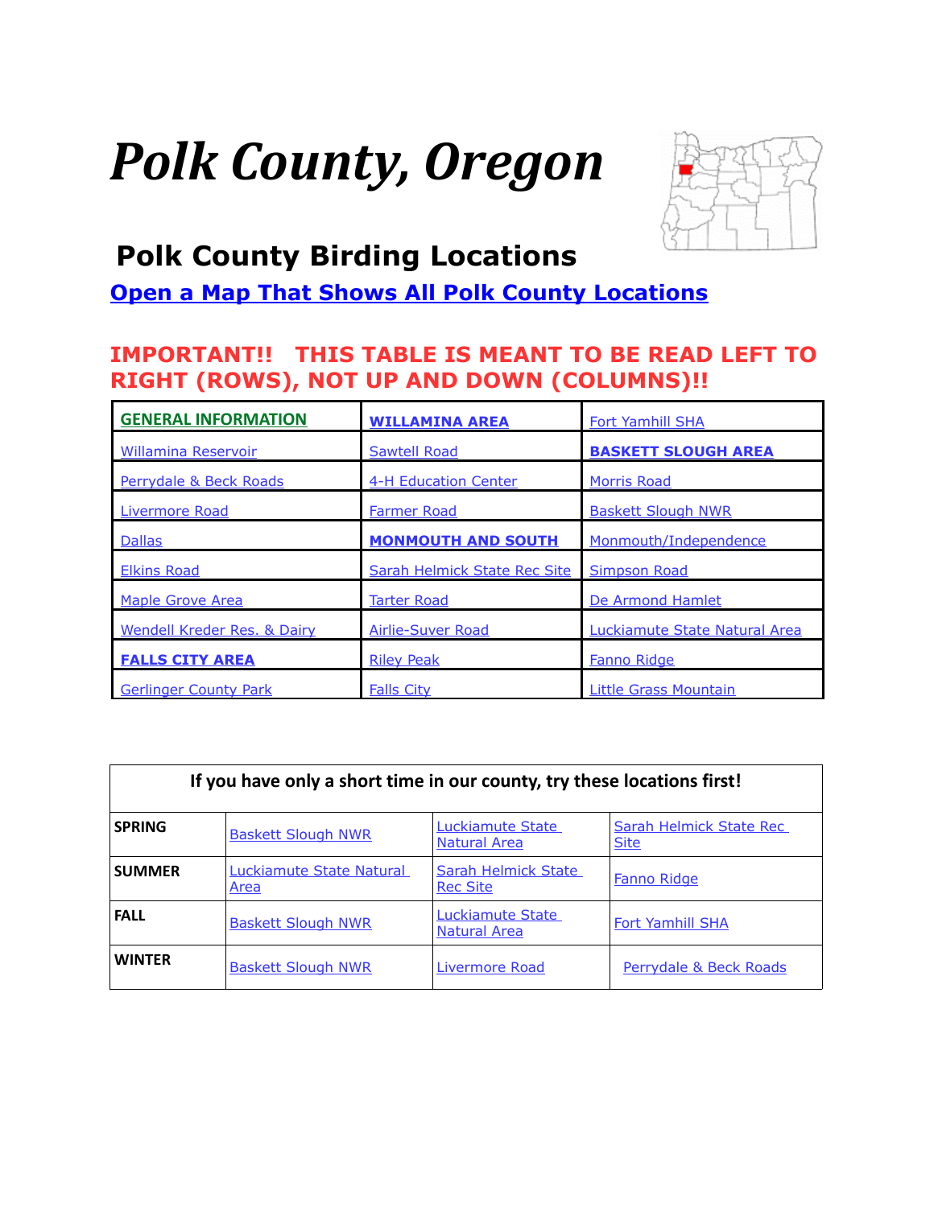# *Polk County, Oregon*

## Polk County Birding Locations

**Open a Map That Shows All Polk County Locations**

**IMPORTANT!! THIS TABLE IS MEANT TO BE READ LEFT TO RIGHT (ROWS), NOT UP AND DOWN (COLUMNS)!!**

| | | |
|---|---|---|
| **GENERAL INFORMATION** | **WILLAMINA AREA** | Fort Yamhill SHA |
| Willamina Reservoir | Sawtell Road | **BASKETT SLOUGH AREA** |
| Perrydale & Beck Roads | 4-H Education Center | Morris Road |
| Livermore Road | Farmer Road | Baskett Slough NWR |
| Dallas | **MONMOUTH AND SOUTH** | Monmouth/Independence |
| Elkins Road | Sarah Helmick State Rec Site | Simpson Road |
| Maple Grove Area | Tarter Road | De Armond Hamlet |
| Wendell Kreder Res. & Dairy | Airlie-Suver Road | Luckiamute State Natural Area |
| **FALLS CITY AREA** | Riley Peak | Fanno Ridge |
| Gerlinger County Park | Falls City | Little Grass Mountain |

| If you have only a short time in our county, try these locations first! | | | |
|---|---|---|---|
| **SPRING** | Baskett Slough NWR | Luckiamute State Natural Area | Sarah Helmick State Rec Site |
| **SUMMER** | Luckiamute State Natural Area | Sarah Helmick State Rec Site | Fanno Ridge |
| **FALL** | Baskett Slough NWR | Luckiamute State Natural Area | Fort Yamhill SHA |
| **WINTER** | Baskett Slough NWR | Livermore Road | Perrydale & Beck Roads |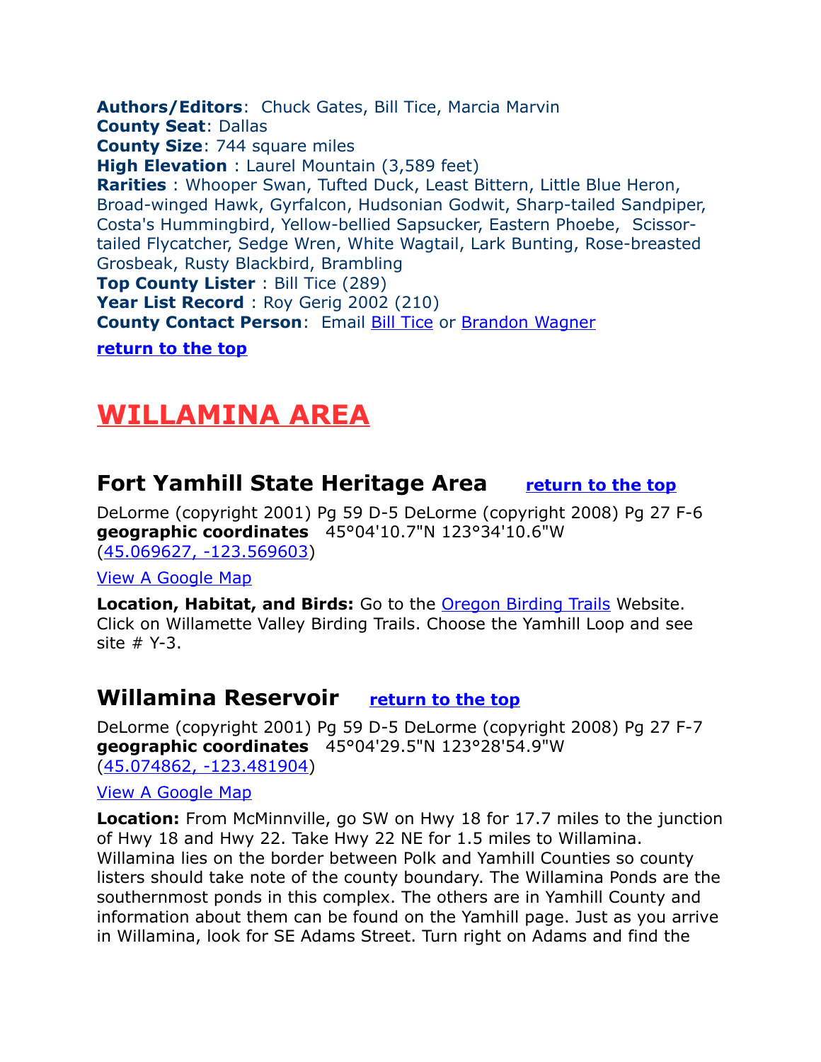**Authors/Editors**: Chuck Gates, Bill Tice, Marcia Marvin
**County Seat**: Dallas
**County Size**: 744 square miles
**High Elevation** : Laurel Mountain (3,589 feet)
**Rarities** : Whooper Swan, Tufted Duck, Least Bittern, Little Blue Heron, Broad-winged Hawk, Gyrfalcon, Hudsonian Godwit, Sharp-tailed Sandpiper, Costa's Hummingbird, Yellow-bellied Sapsucker, Eastern Phoebe, Scissor-tailed Flycatcher, Sedge Wren, White Wagtail, Lark Bunting, Rose-breasted Grosbeak, Rusty Blackbird, Brambling
**Top County Lister** : Bill Tice (289)
**Year List Record** : Roy Gerig 2002 (210)
**County Contact Person**: Email Bill Tice or Brandon Wagner

**return to the top**

# WILLAMINA AREA

## Fort Yamhill State Heritage Area return to the top

DeLorme (copyright 2001) Pg 59 D-5 DeLorme (copyright 2008) Pg 27 F-6
**geographic coordinates** 45°04'10.7"N 123°34'10.6"W
(45.069627, -123.569603)

View A Google Map

**Location, Habitat, and Birds:** Go to the Oregon Birding Trails Website. Click on Willamette Valley Birding Trails. Choose the Yamhill Loop and see site # Y-3.

## Willamina Reservoir return to the top

DeLorme (copyright 2001) Pg 59 D-5 DeLorme (copyright 2008) Pg 27 F-7
**geographic coordinates** 45°04'29.5"N 123°28'54.9"W
(45.074862, -123.481904)

View A Google Map

**Location:** From McMinnville, go SW on Hwy 18 for 17.7 miles to the junction of Hwy 18 and Hwy 22. Take Hwy 22 NE for 1.5 miles to Willamina. Willamina lies on the border between Polk and Yamhill Counties so county listers should take note of the county boundary. The Willamina Ponds are the southernmost ponds in this complex. The others are in Yamhill County and information about them can be found on the Yamhill page. Just as you arrive in Willamina, look for SE Adams Street. Turn right on Adams and find the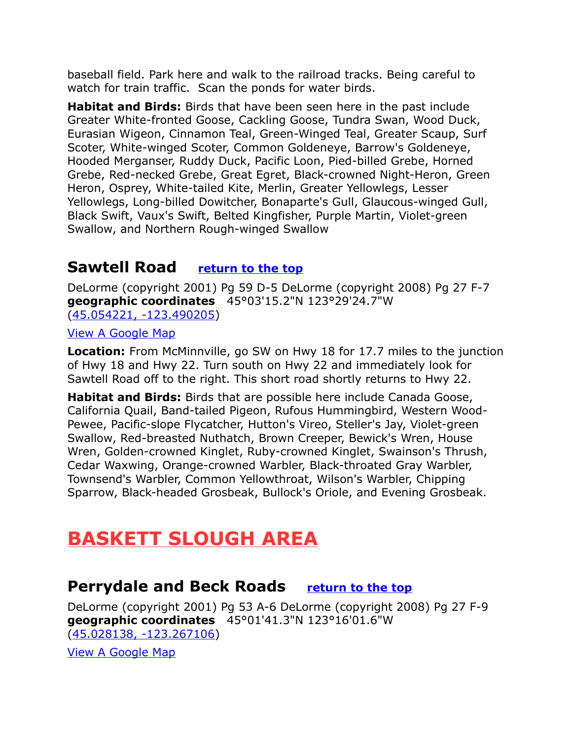baseball field. Park here and walk to the railroad tracks. Being careful to watch for train traffic.  Scan the ponds for water birds.

**Habitat and Birds:** Birds that have been seen here in the past include Greater White-fronted Goose, Cackling Goose, Tundra Swan, Wood Duck, Eurasian Wigeon, Cinnamon Teal, Green-Winged Teal, Greater Scaup, Surf Scoter, White-winged Scoter, Common Goldeneye, Barrow's Goldeneye, Hooded Merganser, Ruddy Duck, Pacific Loon, Pied-billed Grebe, Horned Grebe, Red-necked Grebe, Great Egret, Black-crowned Night-Heron, Green Heron, Osprey, White-tailed Kite, Merlin, Greater Yellowlegs, Lesser Yellowlegs, Long-billed Dowitcher, Bonaparte's Gull, Glaucous-winged Gull, Black Swift, Vaux's Swift, Belted Kingfisher, Purple Martin, Violet-green Swallow, and Northern Rough-winged Swallow

## Sawtell Road [return to the top]

DeLorme (copyright 2001) Pg 59 D-5 DeLorme (copyright 2008) Pg 27 F-7
**geographic coordinates** 45°03'15.2"N 123°29'24.7"W
(45.054221, -123.490205)

View A Google Map

**Location:** From McMinnville, go SW on Hwy 18 for 17.7 miles to the junction of Hwy 18 and Hwy 22. Turn south on Hwy 22 and immediately look for Sawtell Road off to the right. This short road shortly returns to Hwy 22.

**Habitat and Birds:** Birds that are possible here include Canada Goose, California Quail, Band-tailed Pigeon, Rufous Hummingbird, Western Wood-Pewee, Pacific-slope Flycatcher, Hutton's Vireo, Steller's Jay, Violet-green Swallow, Red-breasted Nuthatch, Brown Creeper, Bewick's Wren, House Wren, Golden-crowned Kinglet, Ruby-crowned Kinglet, Swainson's Thrush, Cedar Waxwing, Orange-crowned Warbler, Black-throated Gray Warbler, Townsend's Warbler, Common Yellowthroat, Wilson's Warbler, Chipping Sparrow, Black-headed Grosbeak, Bullock's Oriole, and Evening Grosbeak.

# BASKETT SLOUGH AREA

## Perrydale and Beck Roads [return to the top]

DeLorme (copyright 2001) Pg 53 A-6 DeLorme (copyright 2008) Pg 27 F-9
**geographic coordinates** 45°01'41.3"N 123°16'01.6"W
(45.028138, -123.267106)

View A Google Map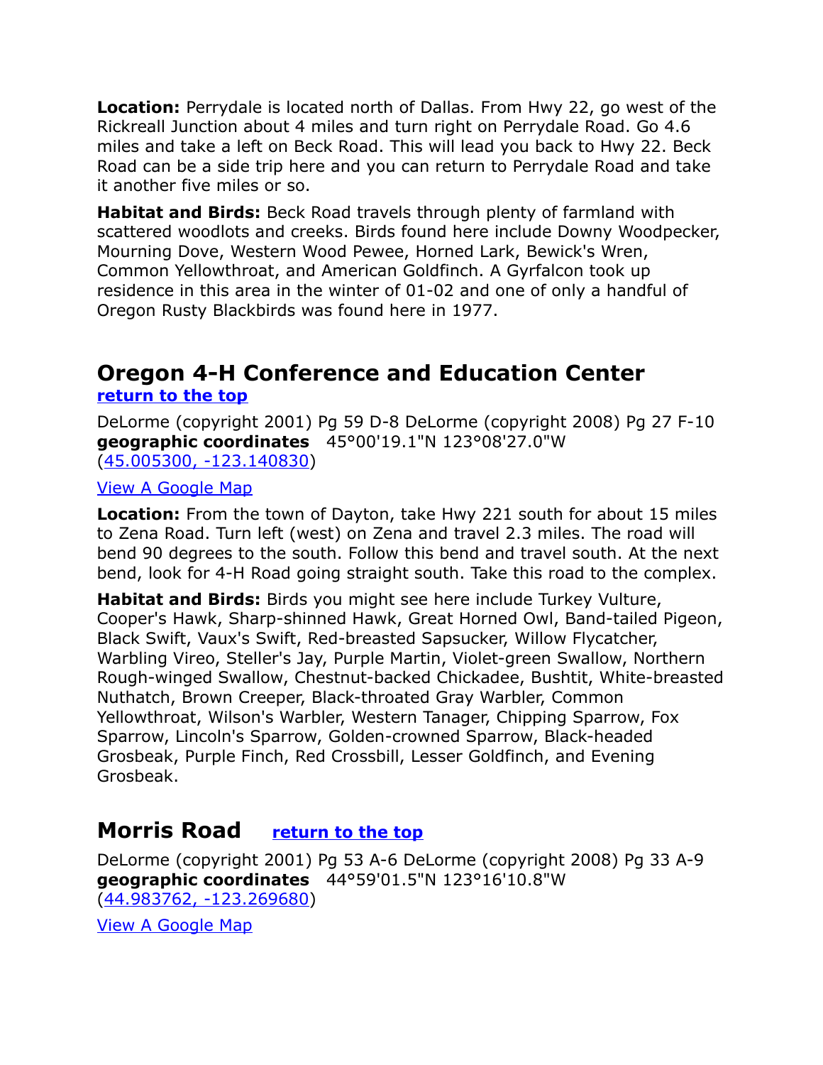**Location:** Perrydale is located north of Dallas. From Hwy 22, go west of the Rickreall Junction about 4 miles and turn right on Perrydale Road. Go 4.6 miles and take a left on Beck Road. This will lead you back to Hwy 22. Beck Road can be a side trip here and you can return to Perrydale Road and take it another five miles or so.

**Habitat and Birds:** Beck Road travels through plenty of farmland with scattered woodlots and creeks. Birds found here include Downy Woodpecker, Mourning Dove, Western Wood Pewee, Horned Lark, Bewick's Wren, Common Yellowthroat, and American Goldfinch. A Gyrfalcon took up residence in this area in the winter of 01-02 and one of only a handful of Oregon Rusty Blackbirds was found here in 1977.

## Oregon 4-H Conference and Education Center

**return to the top**

DeLorme (copyright 2001) Pg 59 D-8 DeLorme (copyright 2008) Pg 27 F-10
**geographic coordinates** 45°00'19.1"N 123°08'27.0"W
(45.005300, -123.140830)

View A Google Map

**Location:** From the town of Dayton, take Hwy 221 south for about 15 miles to Zena Road. Turn left (west) on Zena and travel 2.3 miles. The road will bend 90 degrees to the south. Follow this bend and travel south. At the next bend, look for 4-H Road going straight south. Take this road to the complex.

**Habitat and Birds:** Birds you might see here include Turkey Vulture, Cooper's Hawk, Sharp-shinned Hawk, Great Horned Owl, Band-tailed Pigeon, Black Swift, Vaux's Swift, Red-breasted Sapsucker, Willow Flycatcher, Warbling Vireo, Steller's Jay, Purple Martin, Violet-green Swallow, Northern Rough-winged Swallow, Chestnut-backed Chickadee, Bushtit, White-breasted Nuthatch, Brown Creeper, Black-throated Gray Warbler, Common Yellowthroat, Wilson's Warbler, Western Tanager, Chipping Sparrow, Fox Sparrow, Lincoln's Sparrow, Golden-crowned Sparrow, Black-headed Grosbeak, Purple Finch, Red Crossbill, Lesser Goldfinch, and Evening Grosbeak.

## Morris Road **return to the top**

DeLorme (copyright 2001) Pg 53 A-6 DeLorme (copyright 2008) Pg 33 A-9
**geographic coordinates** 44°59'01.5"N 123°16'10.8"W
(44.983762, -123.269680)

View A Google Map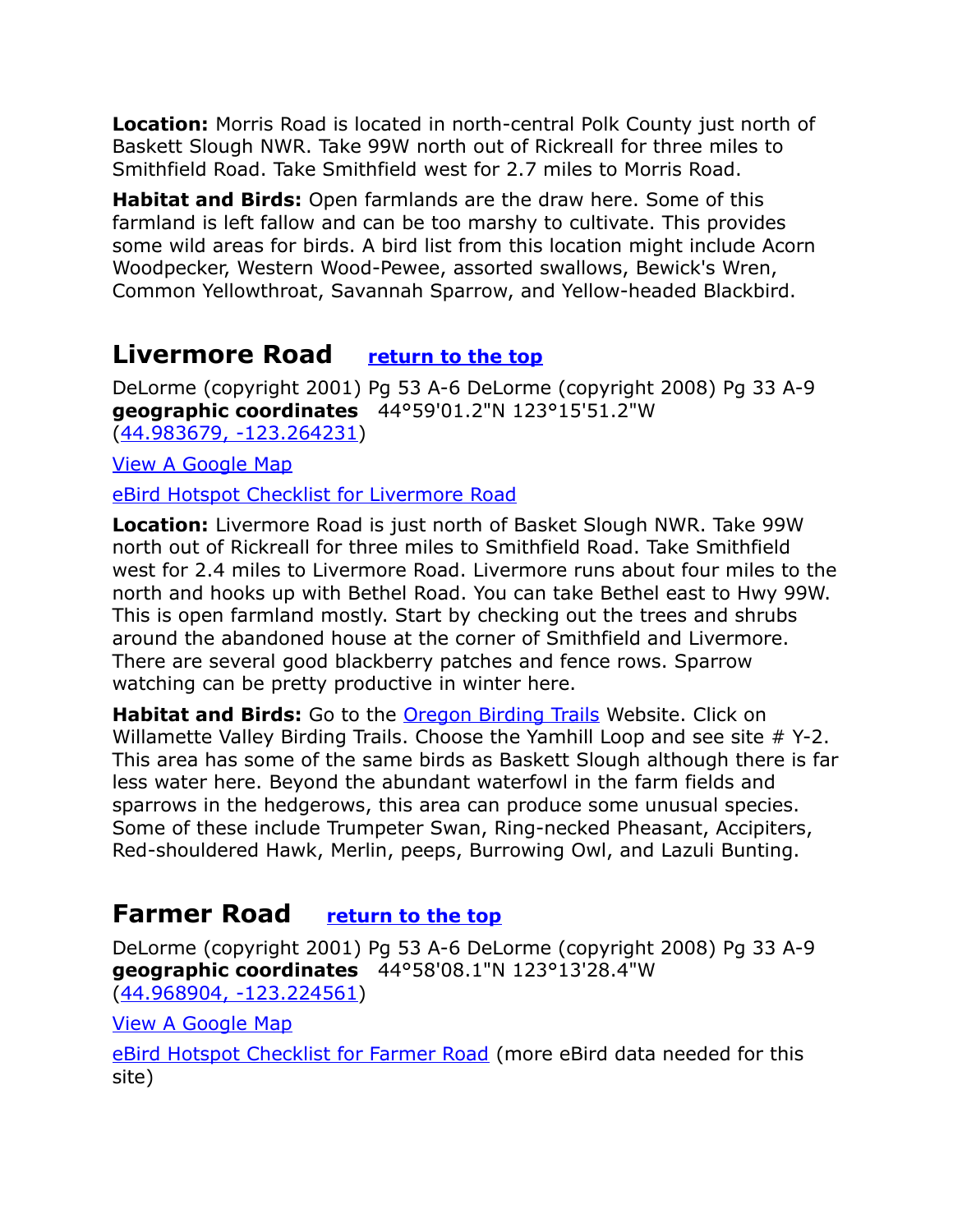**Location:** Morris Road is located in north-central Polk County just north of Baskett Slough NWR. Take 99W north out of Rickreall for three miles to Smithfield Road. Take Smithfield west for 2.7 miles to Morris Road.

**Habitat and Birds:** Open farmlands are the draw here. Some of this farmland is left fallow and can be too marshy to cultivate. This provides some wild areas for birds. A bird list from this location might include Acorn Woodpecker, Western Wood-Pewee, assorted swallows, Bewick's Wren, Common Yellowthroat, Savannah Sparrow, and Yellow-headed Blackbird.

## Livermore Road [return to the top]

DeLorme (copyright 2001) Pg 53 A-6 DeLorme (copyright 2008) Pg 33 A-9
**geographic coordinates** 44°59'01.2"N 123°15'51.2"W
(44.983679, -123.264231)

View A Google Map

eBird Hotspot Checklist for Livermore Road

**Location:** Livermore Road is just north of Basket Slough NWR. Take 99W north out of Rickreall for three miles to Smithfield Road. Take Smithfield west for 2.4 miles to Livermore Road. Livermore runs about four miles to the north and hooks up with Bethel Road. You can take Bethel east to Hwy 99W. This is open farmland mostly. Start by checking out the trees and shrubs around the abandoned house at the corner of Smithfield and Livermore. There are several good blackberry patches and fence rows. Sparrow watching can be pretty productive in winter here.

**Habitat and Birds:** Go to the Oregon Birding Trails Website. Click on Willamette Valley Birding Trails. Choose the Yamhill Loop and see site # Y-2. This area has some of the same birds as Baskett Slough although there is far less water here. Beyond the abundant waterfowl in the farm fields and sparrows in the hedgerows, this area can produce some unusual species. Some of these include Trumpeter Swan, Ring-necked Pheasant, Accipiters, Red-shouldered Hawk, Merlin, peeps, Burrowing Owl, and Lazuli Bunting.

## Farmer Road [return to the top]

DeLorme (copyright 2001) Pg 53 A-6 DeLorme (copyright 2008) Pg 33 A-9
**geographic coordinates** 44°58'08.1"N 123°13'28.4"W
(44.968904, -123.224561)

View A Google Map

eBird Hotspot Checklist for Farmer Road (more eBird data needed for this site)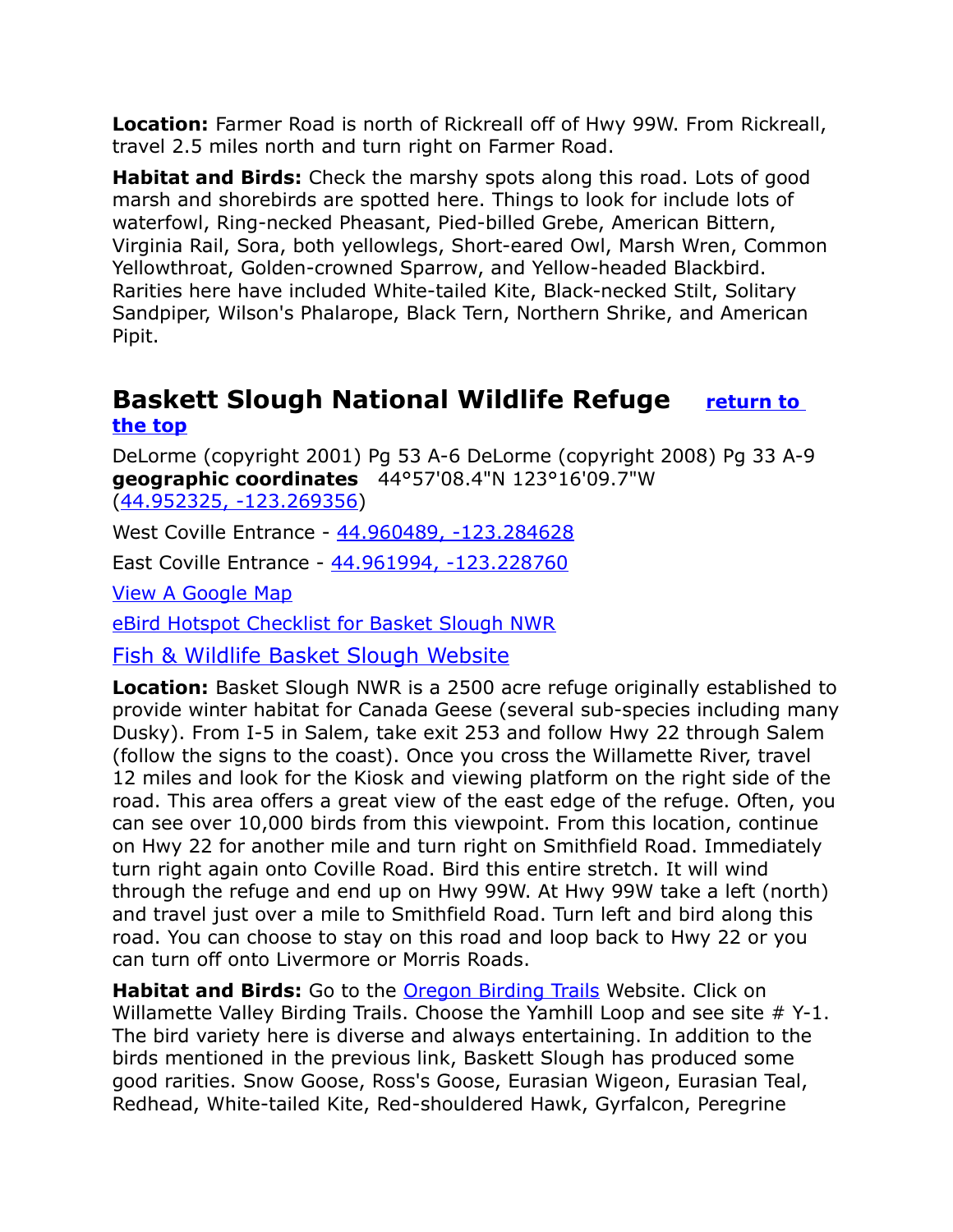**Location:** Farmer Road is north of Rickreall off of Hwy 99W. From Rickreall, travel 2.5 miles north and turn right on Farmer Road.

**Habitat and Birds:** Check the marshy spots along this road. Lots of good marsh and shorebirds are spotted here. Things to look for include lots of waterfowl, Ring-necked Pheasant, Pied-billed Grebe, American Bittern, Virginia Rail, Sora, both yellowlegs, Short-eared Owl, Marsh Wren, Common Yellowthroat, Golden-crowned Sparrow, and Yellow-headed Blackbird. Rarities here have included White-tailed Kite, Black-necked Stilt, Solitary Sandpiper, Wilson's Phalarope, Black Tern, Northern Shrike, and American Pipit.

## Baskett Slough National Wildlife Refuge [return to the top]

DeLorme (copyright 2001) Pg 53 A-6 DeLorme (copyright 2008) Pg 33 A-9
**geographic coordinates** 44°57'08.4"N 123°16'09.7"W (44.952325, -123.269356)

West Coville Entrance - 44.960489, -123.284628

East Coville Entrance - 44.961994, -123.228760

View A Google Map

eBird Hotspot Checklist for Basket Slough NWR

Fish & Wildlife Basket Slough Website

**Location:** Basket Slough NWR is a 2500 acre refuge originally established to provide winter habitat for Canada Geese (several sub-species including many Dusky). From I-5 in Salem, take exit 253 and follow Hwy 22 through Salem (follow the signs to the coast). Once you cross the Willamette River, travel 12 miles and look for the Kiosk and viewing platform on the right side of the road. This area offers a great view of the east edge of the refuge. Often, you can see over 10,000 birds from this viewpoint. From this location, continue on Hwy 22 for another mile and turn right on Smithfield Road. Immediately turn right again onto Coville Road. Bird this entire stretch. It will wind through the refuge and end up on Hwy 99W. At Hwy 99W take a left (north) and travel just over a mile to Smithfield Road. Turn left and bird along this road. You can choose to stay on this road and loop back to Hwy 22 or you can turn off onto Livermore or Morris Roads.

**Habitat and Birds:** Go to the Oregon Birding Trails Website. Click on Willamette Valley Birding Trails. Choose the Yamhill Loop and see site # Y-1. The bird variety here is diverse and always entertaining. In addition to the birds mentioned in the previous link, Baskett Slough has produced some good rarities. Snow Goose, Ross's Goose, Eurasian Wigeon, Eurasian Teal, Redhead, White-tailed Kite, Red-shouldered Hawk, Gyrfalcon, Peregrine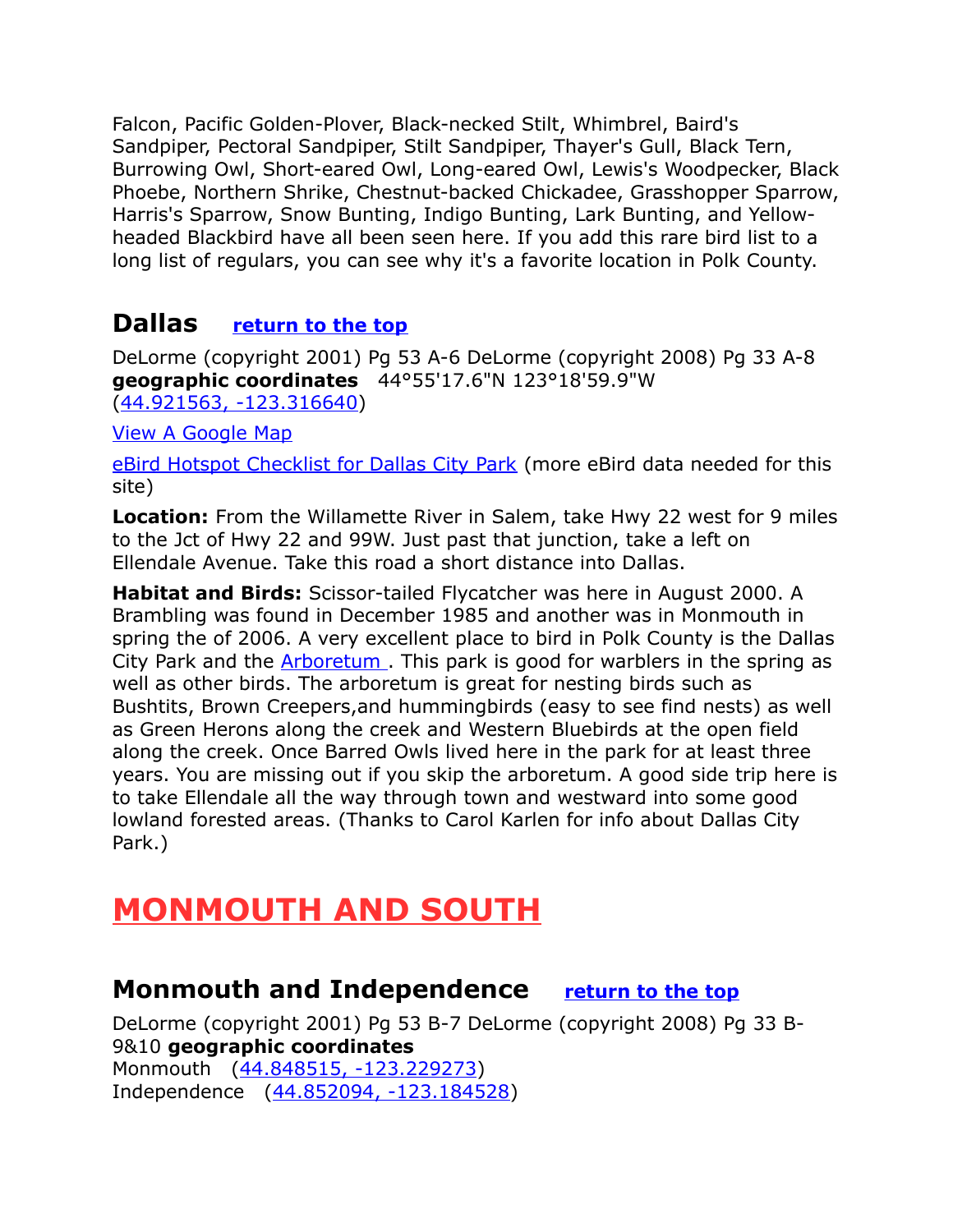Falcon, Pacific Golden-Plover, Black-necked Stilt, Whimbrel, Baird's Sandpiper, Pectoral Sandpiper, Stilt Sandpiper, Thayer's Gull, Black Tern, Burrowing Owl, Short-eared Owl, Long-eared Owl, Lewis's Woodpecker, Black Phoebe, Northern Shrike, Chestnut-backed Chickadee, Grasshopper Sparrow, Harris's Sparrow, Snow Bunting, Indigo Bunting, Lark Bunting, and Yellow-headed Blackbird have all been seen here. If you add this rare bird list to a long list of regulars, you can see why it's a favorite location in Polk County.

## Dallas [return to the top]

DeLorme (copyright 2001) Pg 53 A-6 DeLorme (copyright 2008) Pg 33 A-8 **geographic coordinates** 44°55'17.6"N 123°18'59.9"W (44.921563, -123.316640)

View A Google Map

eBird Hotspot Checklist for Dallas City Park (more eBird data needed for this site)

**Location:** From the Willamette River in Salem, take Hwy 22 west for 9 miles to the Jct of Hwy 22 and 99W. Just past that junction, take a left on Ellendale Avenue. Take this road a short distance into Dallas.

**Habitat and Birds:** Scissor-tailed Flycatcher was here in August 2000. A Brambling was found in December 1985 and another was in Monmouth in spring the of 2006. A very excellent place to bird in Polk County is the Dallas City Park and the Arboretum . This park is good for warblers in the spring as well as other birds. The arboretum is great for nesting birds such as Bushtits, Brown Creepers,and hummingbirds (easy to see find nests) as well as Green Herons along the creek and Western Bluebirds at the open field along the creek. Once Barred Owls lived here in the park for at least three years. You are missing out if you skip the arboretum. A good side trip here is to take Ellendale all the way through town and westward into some good lowland forested areas. (Thanks to Carol Karlen for info about Dallas City Park.)

# MONMOUTH AND SOUTH

## Monmouth and Independence [return to the top]

DeLorme (copyright 2001) Pg 53 B-7 DeLorme (copyright 2008) Pg 33 B-9&10 **geographic coordinates**
Monmouth (44.848515, -123.229273)
Independence (44.852094, -123.184528)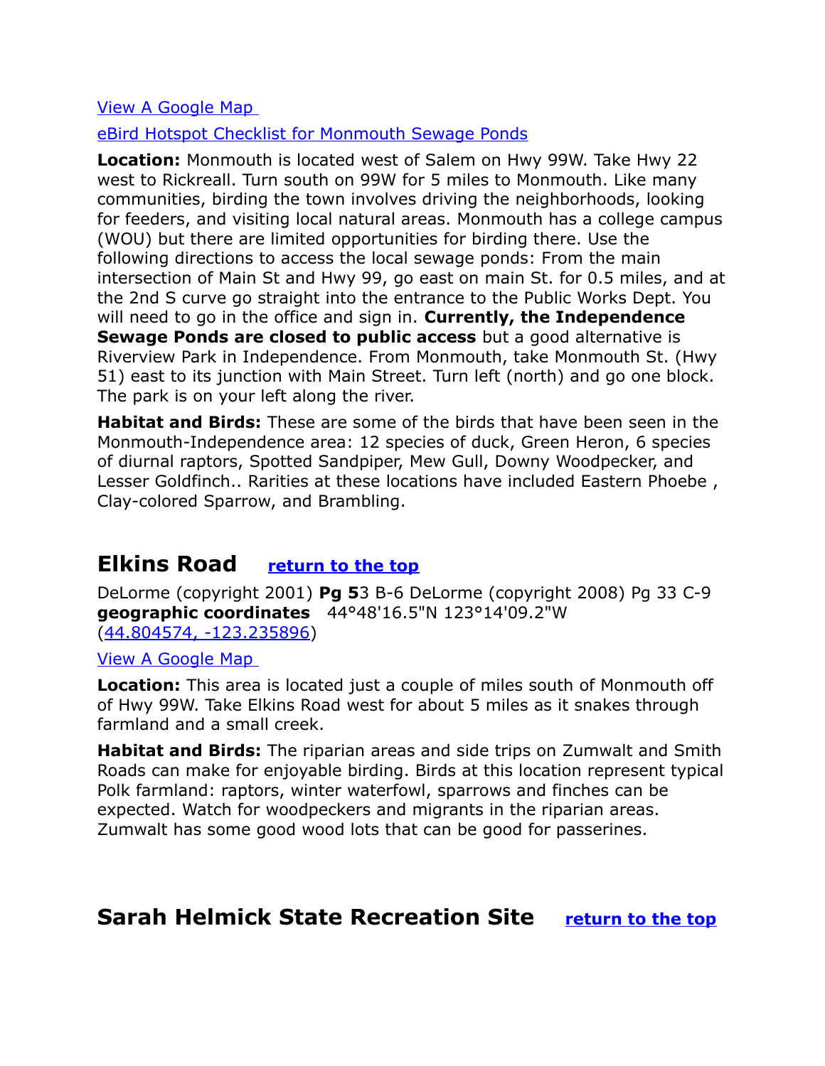[View A Google Map](#)

[eBird Hotspot Checklist for Monmouth Sewage Ponds](#)

**Location:** Monmouth is located west of Salem on Hwy 99W. Take Hwy 22 west to Rickreall. Turn south on 99W for 5 miles to Monmouth. Like many communities, birding the town involves driving the neighborhoods, looking for feeders, and visiting local natural areas. Monmouth has a college campus (WOU) but there are limited opportunities for birding there. Use the following directions to access the local sewage ponds: From the main intersection of Main St and Hwy 99, go east on main St. for 0.5 miles, and at the 2nd S curve go straight into the entrance to the Public Works Dept. You will need to go in the office and sign in. **Currently, the Independence Sewage Ponds are closed to public access** but a good alternative is Riverview Park in Independence. From Monmouth, take Monmouth St. (Hwy 51) east to its junction with Main Street. Turn left (north) and go one block. The park is on your left along the river.

**Habitat and Birds:** These are some of the birds that have been seen in the Monmouth-Independence area: 12 species of duck, Green Heron, 6 species of diurnal raptors, Spotted Sandpiper, Mew Gull, Downy Woodpecker, and Lesser Goldfinch.. Rarities at these locations have included Eastern Phoebe , Clay-colored Sparrow, and Brambling.

## Elkins Road [return to the top](#)

DeLorme (copyright 2001) **Pg 5**3 B-6 DeLorme (copyright 2008) Pg 33 C-9 **geographic coordinates** 44°48'16.5"N 123°14'09.2"W ([44.804574, -123.235896](#))

[View A Google Map](#)

**Location:** This area is located just a couple of miles south of Monmouth off of Hwy 99W. Take Elkins Road west for about 5 miles as it snakes through farmland and a small creek.

**Habitat and Birds:** The riparian areas and side trips on Zumwalt and Smith Roads can make for enjoyable birding. Birds at this location represent typical Polk farmland: raptors, winter waterfowl, sparrows and finches can be expected. Watch for woodpeckers and migrants in the riparian areas. Zumwalt has some good wood lots that can be good for passerines.

## Sarah Helmick State Recreation Site [return to the top](#)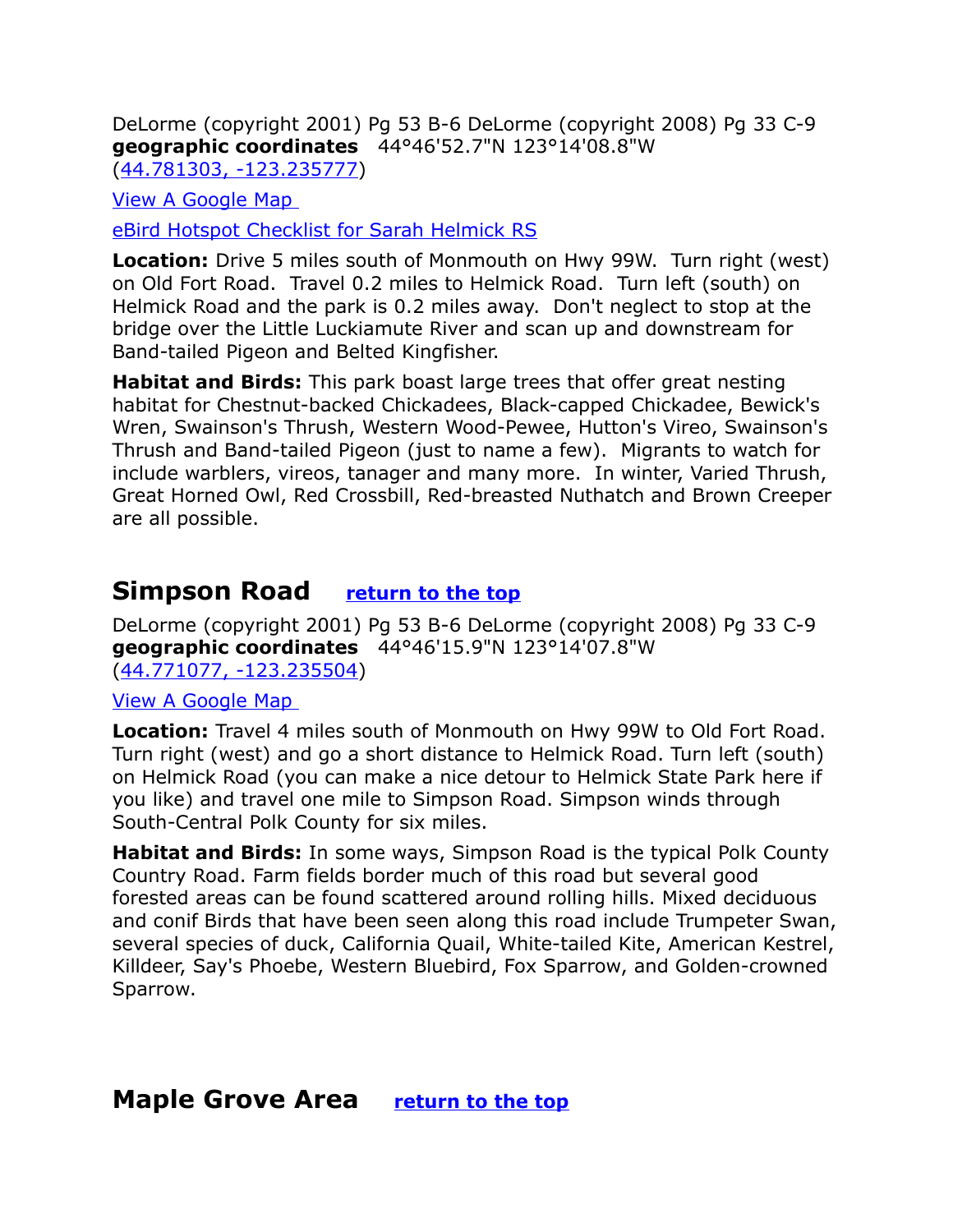DeLorme (copyright 2001) Pg 53 B-6 DeLorme (copyright 2008) Pg 33 C-9
**geographic coordinates** 44°46'52.7"N 123°14'08.8"W
([44.781303, -123.235777](#))

[View A Google Map](#)

[eBird Hotspot Checklist for Sarah Helmick RS](#)

**Location:** Drive 5 miles south of Monmouth on Hwy 99W. Turn right (west) on Old Fort Road. Travel 0.2 miles to Helmick Road. Turn left (south) on Helmick Road and the park is 0.2 miles away. Don't neglect to stop at the bridge over the Little Luckiamute River and scan up and downstream for Band-tailed Pigeon and Belted Kingfisher.

**Habitat and Birds:** This park boast large trees that offer great nesting habitat for Chestnut-backed Chickadees, Black-capped Chickadee, Bewick's Wren, Swainson's Thrush, Western Wood-Pewee, Hutton's Vireo, Swainson's Thrush and Band-tailed Pigeon (just to name a few). Migrants to watch for include warblers, vireos, tanager and many more. In winter, Varied Thrush, Great Horned Owl, Red Crossbill, Red-breasted Nuthatch and Brown Creeper are all possible.

## Simpson Road [return to the top](#)

DeLorme (copyright 2001) Pg 53 B-6 DeLorme (copyright 2008) Pg 33 C-9
**geographic coordinates** 44°46'15.9"N 123°14'07.8"W
([44.771077, -123.235504](#))

[View A Google Map](#)

**Location:** Travel 4 miles south of Monmouth on Hwy 99W to Old Fort Road. Turn right (west) and go a short distance to Helmick Road. Turn left (south) on Helmick Road (you can make a nice detour to Helmick State Park here if you like) and travel one mile to Simpson Road. Simpson winds through South-Central Polk County for six miles.

**Habitat and Birds:** In some ways, Simpson Road is the typical Polk County Country Road. Farm fields border much of this road but several good forested areas can be found scattered around rolling hills. Mixed deciduous and conif Birds that have been seen along this road include Trumpeter Swan, several species of duck, California Quail, White-tailed Kite, American Kestrel, Killdeer, Say's Phoebe, Western Bluebird, Fox Sparrow, and Golden-crowned Sparrow.

## Maple Grove Area [return to the top](#)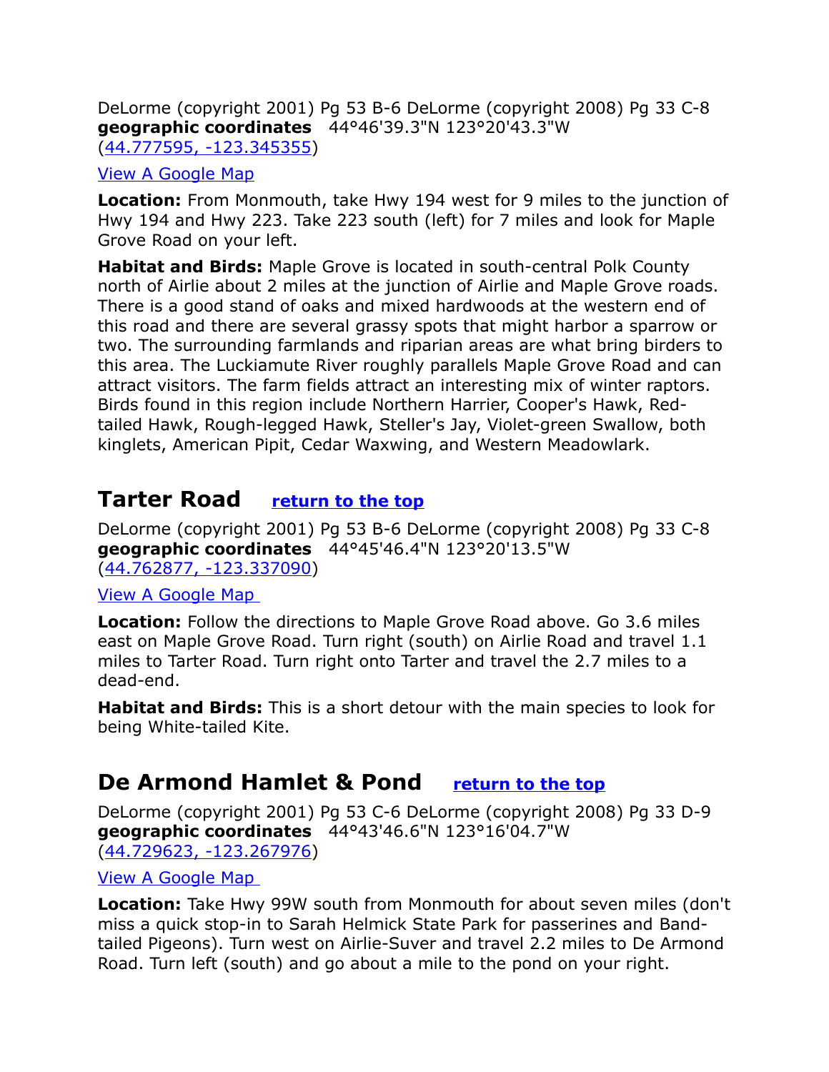DeLorme (copyright 2001) Pg 53 B-6 DeLorme (copyright 2008) Pg 33 C-8
**geographic coordinates** 44°46'39.3"N 123°20'43.3"W
(44.777595, -123.345355)

View A Google Map

**Location:** From Monmouth, take Hwy 194 west for 9 miles to the junction of Hwy 194 and Hwy 223. Take 223 south (left) for 7 miles and look for Maple Grove Road on your left.

**Habitat and Birds:** Maple Grove is located in south-central Polk County north of Airlie about 2 miles at the junction of Airlie and Maple Grove roads. There is a good stand of oaks and mixed hardwoods at the western end of this road and there are several grassy spots that might harbor a sparrow or two. The surrounding farmlands and riparian areas are what bring birders to this area. The Luckiamute River roughly parallels Maple Grove Road and can attract visitors. The farm fields attract an interesting mix of winter raptors. Birds found in this region include Northern Harrier, Cooper's Hawk, Red-tailed Hawk, Rough-legged Hawk, Steller's Jay, Violet-green Swallow, both kinglets, American Pipit, Cedar Waxwing, and Western Meadowlark.

## Tarter Road return to the top

DeLorme (copyright 2001) Pg 53 B-6 DeLorme (copyright 2008) Pg 33 C-8
**geographic coordinates** 44°45'46.4"N 123°20'13.5"W
(44.762877, -123.337090)

View A Google Map

**Location:** Follow the directions to Maple Grove Road above. Go 3.6 miles east on Maple Grove Road. Turn right (south) on Airlie Road and travel 1.1 miles to Tarter Road. Turn right onto Tarter and travel the 2.7 miles to a dead-end.

**Habitat and Birds:** This is a short detour with the main species to look for being White-tailed Kite.

## De Armond Hamlet & Pond return to the top

DeLorme (copyright 2001) Pg 53 C-6 DeLorme (copyright 2008) Pg 33 D-9
**geographic coordinates** 44°43'46.6"N 123°16'04.7"W
(44.729623, -123.267976)

View A Google Map

**Location:** Take Hwy 99W south from Monmouth for about seven miles (don't miss a quick stop-in to Sarah Helmick State Park for passerines and Band-tailed Pigeons). Turn west on Airlie-Suver and travel 2.2 miles to De Armond Road. Turn left (south) and go about a mile to the pond on your right.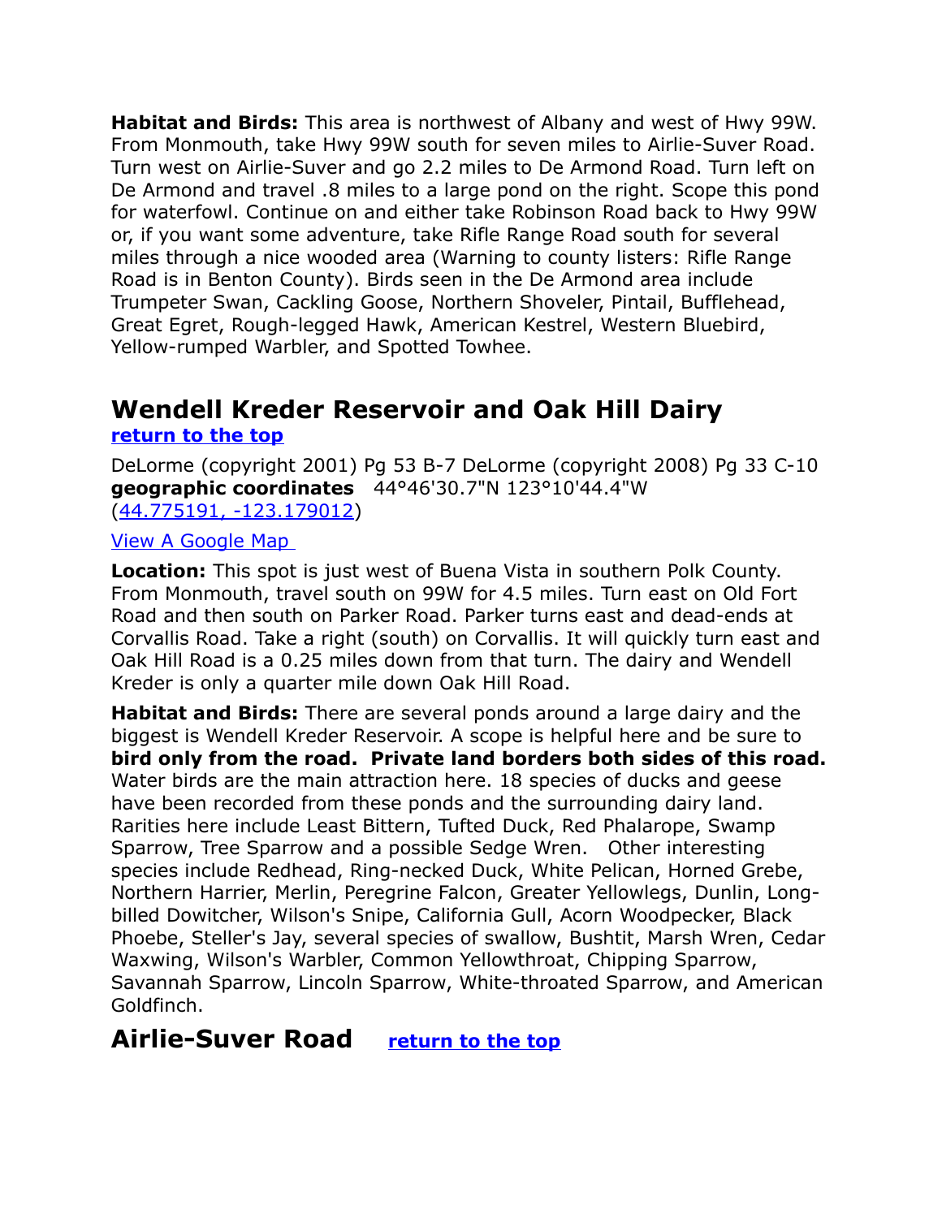**Habitat and Birds:** This area is northwest of Albany and west of Hwy 99W. From Monmouth, take Hwy 99W south for seven miles to Airlie-Suver Road. Turn west on Airlie-Suver and go 2.2 miles to De Armond Road. Turn left on De Armond and travel .8 miles to a large pond on the right. Scope this pond for waterfowl. Continue on and either take Robinson Road back to Hwy 99W or, if you want some adventure, take Rifle Range Road south for several miles through a nice wooded area (Warning to county listers: Rifle Range Road is in Benton County). Birds seen in the De Armond area include Trumpeter Swan, Cackling Goose, Northern Shoveler, Pintail, Bufflehead, Great Egret, Rough-legged Hawk, American Kestrel, Western Bluebird, Yellow-rumped Warbler, and Spotted Towhee.

## Wendell Kreder Reservoir and Oak Hill Dairy

**return to the top**

DeLorme (copyright 2001) Pg 53 B-7 DeLorme (copyright 2008) Pg 33 C-10
**geographic coordinates** 44°46'30.7"N 123°10'44.4"W
(44.775191, -123.179012)

View A Google Map

**Location:** This spot is just west of Buena Vista in southern Polk County. From Monmouth, travel south on 99W for 4.5 miles. Turn east on Old Fort Road and then south on Parker Road. Parker turns east and dead-ends at Corvallis Road. Take a right (south) on Corvallis. It will quickly turn east and Oak Hill Road is a 0.25 miles down from that turn. The dairy and Wendell Kreder is only a quarter mile down Oak Hill Road.

**Habitat and Birds:** There are several ponds around a large dairy and the biggest is Wendell Kreder Reservoir. A scope is helpful here and be sure to **bird only from the road. Private land borders both sides of this road.** Water birds are the main attraction here. 18 species of ducks and geese have been recorded from these ponds and the surrounding dairy land. Rarities here include Least Bittern, Tufted Duck, Red Phalarope, Swamp Sparrow, Tree Sparrow and a possible Sedge Wren. Other interesting species include Redhead, Ring-necked Duck, White Pelican, Horned Grebe, Northern Harrier, Merlin, Peregrine Falcon, Greater Yellowlegs, Dunlin, Long-billed Dowitcher, Wilson's Snipe, California Gull, Acorn Woodpecker, Black Phoebe, Steller's Jay, several species of swallow, Bushtit, Marsh Wren, Cedar Waxwing, Wilson's Warbler, Common Yellowthroat, Chipping Sparrow, Savannah Sparrow, Lincoln Sparrow, White-throated Sparrow, and American Goldfinch.

## Airlie-Suver Road

**return to the top**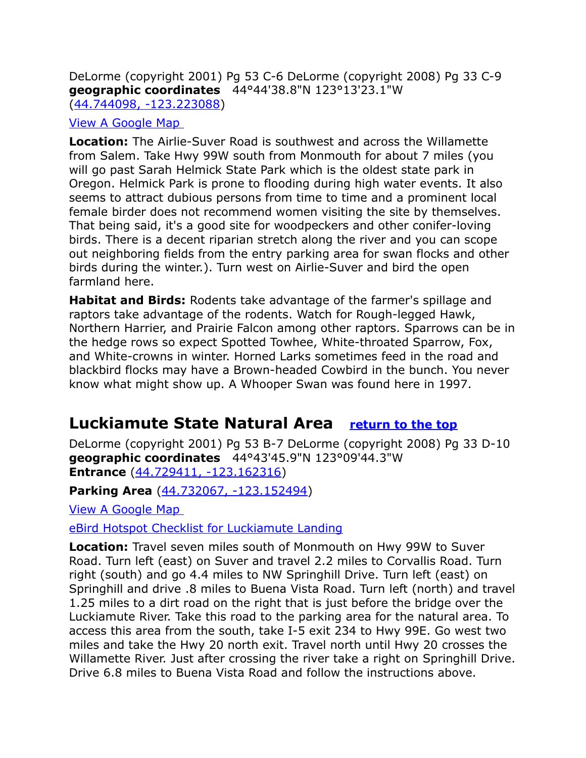DeLorme (copyright 2001) Pg 53 C-6 DeLorme (copyright 2008) Pg 33 C-9
**geographic coordinates** 44°44'38.8"N 123°13'23.1"W
(44.744098, -123.223088)

View A Google Map

**Location:** The Airlie-Suver Road is southwest and across the Willamette from Salem. Take Hwy 99W south from Monmouth for about 7 miles (you will go past Sarah Helmick State Park which is the oldest state park in Oregon. Helmick Park is prone to flooding during high water events. It also seems to attract dubious persons from time to time and a prominent local female birder does not recommend women visiting the site by themselves. That being said, it's a good site for woodpeckers and other conifer-loving birds. There is a decent riparian stretch along the river and you can scope out neighboring fields from the entry parking area for swan flocks and other birds during the winter.). Turn west on Airlie-Suver and bird the open farmland here.

**Habitat and Birds:** Rodents take advantage of the farmer's spillage and raptors take advantage of the rodents. Watch for Rough-legged Hawk, Northern Harrier, and Prairie Falcon among other raptors. Sparrows can be in the hedge rows so expect Spotted Towhee, White-throated Sparrow, Fox, and White-crowns in winter. Horned Larks sometimes feed in the road and blackbird flocks may have a Brown-headed Cowbird in the bunch. You never know what might show up. A Whooper Swan was found here in 1997.

## Luckiamute State Natural Area

**return to the top**

DeLorme (copyright 2001) Pg 53 B-7 DeLorme (copyright 2008) Pg 33 D-10
**geographic coordinates** 44°43'45.9"N 123°09'44.3"W
**Entrance** (44.729411, -123.162316)

**Parking Area** (44.732067, -123.152494)

View A Google Map

eBird Hotspot Checklist for Luckiamute Landing

**Location:** Travel seven miles south of Monmouth on Hwy 99W to Suver Road. Turn left (east) on Suver and travel 2.2 miles to Corvallis Road. Turn right (south) and go 4.4 miles to NW Springhill Drive. Turn left (east) on Springhill and drive .8 miles to Buena Vista Road. Turn left (north) and travel 1.25 miles to a dirt road on the right that is just before the bridge over the Luckiamute River. Take this road to the parking area for the natural area. To access this area from the south, take I-5 exit 234 to Hwy 99E. Go west two miles and take the Hwy 20 north exit. Travel north until Hwy 20 crosses the Willamette River. Just after crossing the river take a right on Springhill Drive. Drive 6.8 miles to Buena Vista Road and follow the instructions above.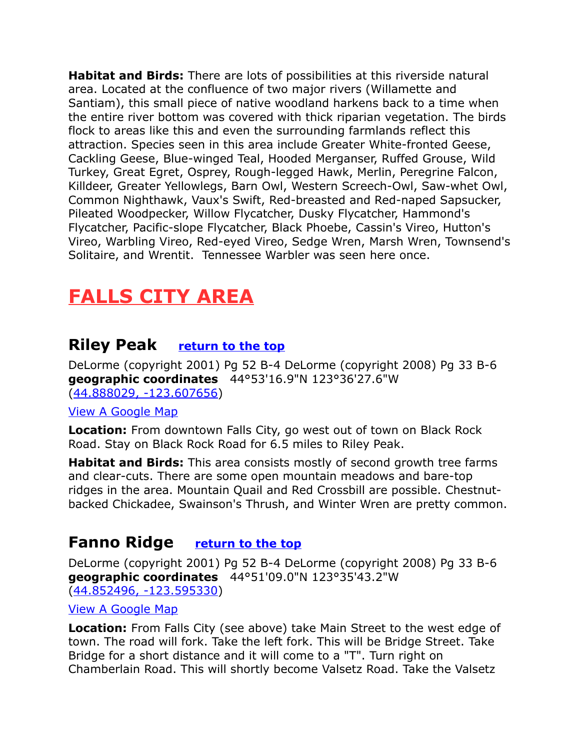**Habitat and Birds:** There are lots of possibilities at this riverside natural area. Located at the confluence of two major rivers (Willamette and Santiam), this small piece of native woodland harkens back to a time when the entire river bottom was covered with thick riparian vegetation. The birds flock to areas like this and even the surrounding farmlands reflect this attraction. Species seen in this area include Greater White-fronted Geese, Cackling Geese, Blue-winged Teal, Hooded Merganser, Ruffed Grouse, Wild Turkey, Great Egret, Osprey, Rough-legged Hawk, Merlin, Peregrine Falcon, Killdeer, Greater Yellowlegs, Barn Owl, Western Screech-Owl, Saw-whet Owl, Common Nighthawk, Vaux's Swift, Red-breasted and Red-naped Sapsucker, Pileated Woodpecker, Willow Flycatcher, Dusky Flycatcher, Hammond's Flycatcher, Pacific-slope Flycatcher, Black Phoebe, Cassin's Vireo, Hutton's Vireo, Warbling Vireo, Red-eyed Vireo, Sedge Wren, Marsh Wren, Townsend's Solitaire, and Wrentit. Tennessee Warbler was seen here once.

# FALLS CITY AREA

## Riley Peak [return to the top]

DeLorme (copyright 2001) Pg 52 B-4 DeLorme (copyright 2008) Pg 33 B-6
**geographic coordinates** 44°53'16.9"N 123°36'27.6"W
(44.888029, -123.607656)

View A Google Map

**Location:** From downtown Falls City, go west out of town on Black Rock Road. Stay on Black Rock Road for 6.5 miles to Riley Peak.

**Habitat and Birds:** This area consists mostly of second growth tree farms and clear-cuts. There are some open mountain meadows and bare-top ridges in the area. Mountain Quail and Red Crossbill are possible. Chestnut-backed Chickadee, Swainson's Thrush, and Winter Wren are pretty common.

## Fanno Ridge [return to the top]

DeLorme (copyright 2001) Pg 52 B-4 DeLorme (copyright 2008) Pg 33 B-6
**geographic coordinates** 44°51'09.0"N 123°35'43.2"W
(44.852496, -123.595330)

View A Google Map

**Location:** From Falls City (see above) take Main Street to the west edge of town. The road will fork. Take the left fork. This will be Bridge Street. Take Bridge for a short distance and it will come to a "T". Turn right on Chamberlain Road. This will shortly become Valsetz Road. Take the Valsetz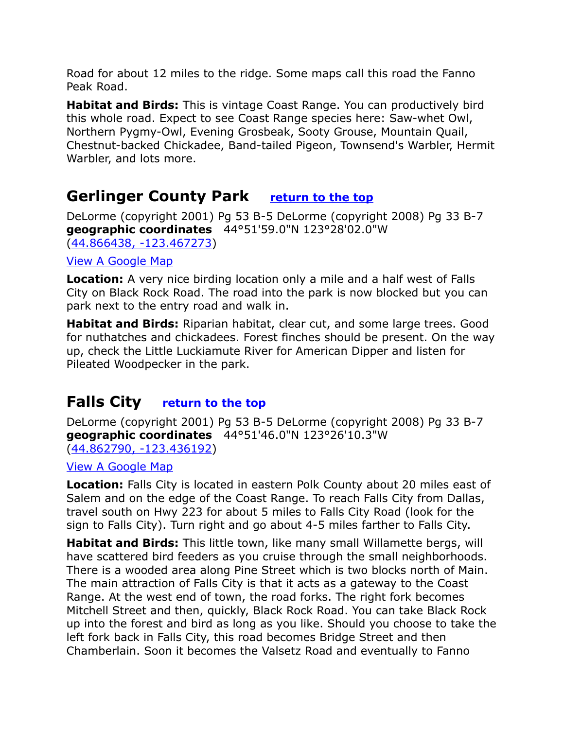Road for about 12 miles to the ridge. Some maps call this road the Fanno Peak Road.

**Habitat and Birds:** This is vintage Coast Range. You can productively bird this whole road. Expect to see Coast Range species here: Saw-whet Owl, Northern Pygmy-Owl, Evening Grosbeak, Sooty Grouse, Mountain Quail, Chestnut-backed Chickadee, Band-tailed Pigeon, Townsend's Warbler, Hermit Warbler, and lots more.

## Gerlinger County Park [return to the top]

DeLorme (copyright 2001) Pg 53 B-5 DeLorme (copyright 2008) Pg 33 B-7
**geographic coordinates** 44°51'59.0"N 123°28'02.0"W
(44.866438, -123.467273)

View A Google Map

**Location:** A very nice birding location only a mile and a half west of Falls City on Black Rock Road. The road into the park is now blocked but you can park next to the entry road and walk in.

**Habitat and Birds:** Riparian habitat, clear cut, and some large trees. Good for nuthatches and chickadees. Forest finches should be present. On the way up, check the Little Luckiamute River for American Dipper and listen for Pileated Woodpecker in the park.

## Falls City [return to the top]

DeLorme (copyright 2001) Pg 53 B-5 DeLorme (copyright 2008) Pg 33 B-7
**geographic coordinates** 44°51'46.0"N 123°26'10.3"W
(44.862790, -123.436192)

View A Google Map

**Location:** Falls City is located in eastern Polk County about 20 miles east of Salem and on the edge of the Coast Range. To reach Falls City from Dallas, travel south on Hwy 223 for about 5 miles to Falls City Road (look for the sign to Falls City). Turn right and go about 4-5 miles farther to Falls City.

**Habitat and Birds:** This little town, like many small Willamette bergs, will have scattered bird feeders as you cruise through the small neighborhoods. There is a wooded area along Pine Street which is two blocks north of Main. The main attraction of Falls City is that it acts as a gateway to the Coast Range. At the west end of town, the road forks. The right fork becomes Mitchell Street and then, quickly, Black Rock Road. You can take Black Rock up into the forest and bird as long as you like. Should you choose to take the left fork back in Falls City, this road becomes Bridge Street and then Chamberlain. Soon it becomes the Valsetz Road and eventually to Fanno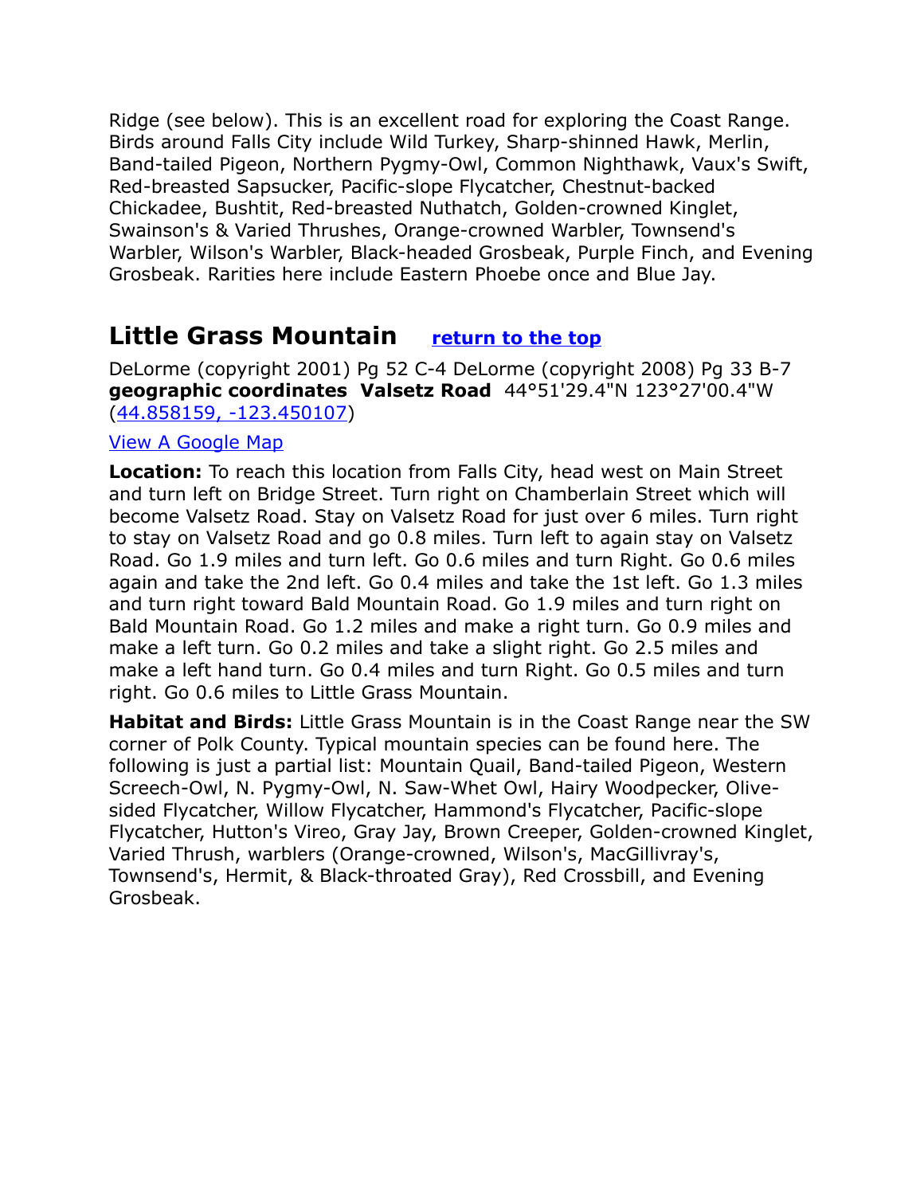Ridge (see below). This is an excellent road for exploring the Coast Range. Birds around Falls City include Wild Turkey, Sharp-shinned Hawk, Merlin, Band-tailed Pigeon, Northern Pygmy-Owl, Common Nighthawk, Vaux's Swift, Red-breasted Sapsucker, Pacific-slope Flycatcher, Chestnut-backed Chickadee, Bushtit, Red-breasted Nuthatch, Golden-crowned Kinglet, Swainson's & Varied Thrushes, Orange-crowned Warbler, Townsend's Warbler, Wilson's Warbler, Black-headed Grosbeak, Purple Finch, and Evening Grosbeak. Rarities here include Eastern Phoebe once and Blue Jay.

## Little Grass Mountain [return to the top]

DeLorme (copyright 2001) Pg 52 C-4 DeLorme (copyright 2008) Pg 33 B-7
**geographic coordinates Valsetz Road** 44°51'29.4"N 123°27'00.4"W (44.858159, -123.450107)

View A Google Map

**Location:** To reach this location from Falls City, head west on Main Street and turn left on Bridge Street. Turn right on Chamberlain Street which will become Valsetz Road. Stay on Valsetz Road for just over 6 miles. Turn right to stay on Valsetz Road and go 0.8 miles. Turn left to again stay on Valsetz Road. Go 1.9 miles and turn left. Go 0.6 miles and turn Right. Go 0.6 miles again and take the 2nd left. Go 0.4 miles and take the 1st left. Go 1.3 miles and turn right toward Bald Mountain Road. Go 1.9 miles and turn right on Bald Mountain Road. Go 1.2 miles and make a right turn. Go 0.9 miles and make a left turn. Go 0.2 miles and take a slight right. Go 2.5 miles and make a left hand turn. Go 0.4 miles and turn Right. Go 0.5 miles and turn right. Go 0.6 miles to Little Grass Mountain.

**Habitat and Birds:** Little Grass Mountain is in the Coast Range near the SW corner of Polk County. Typical mountain species can be found here. The following is just a partial list: Mountain Quail, Band-tailed Pigeon, Western Screech-Owl, N. Pygmy-Owl, N. Saw-Whet Owl, Hairy Woodpecker, Olive-sided Flycatcher, Willow Flycatcher, Hammond's Flycatcher, Pacific-slope Flycatcher, Hutton's Vireo, Gray Jay, Brown Creeper, Golden-crowned Kinglet, Varied Thrush, warblers (Orange-crowned, Wilson's, MacGillivray's, Townsend's, Hermit, & Black-throated Gray), Red Crossbill, and Evening Grosbeak.